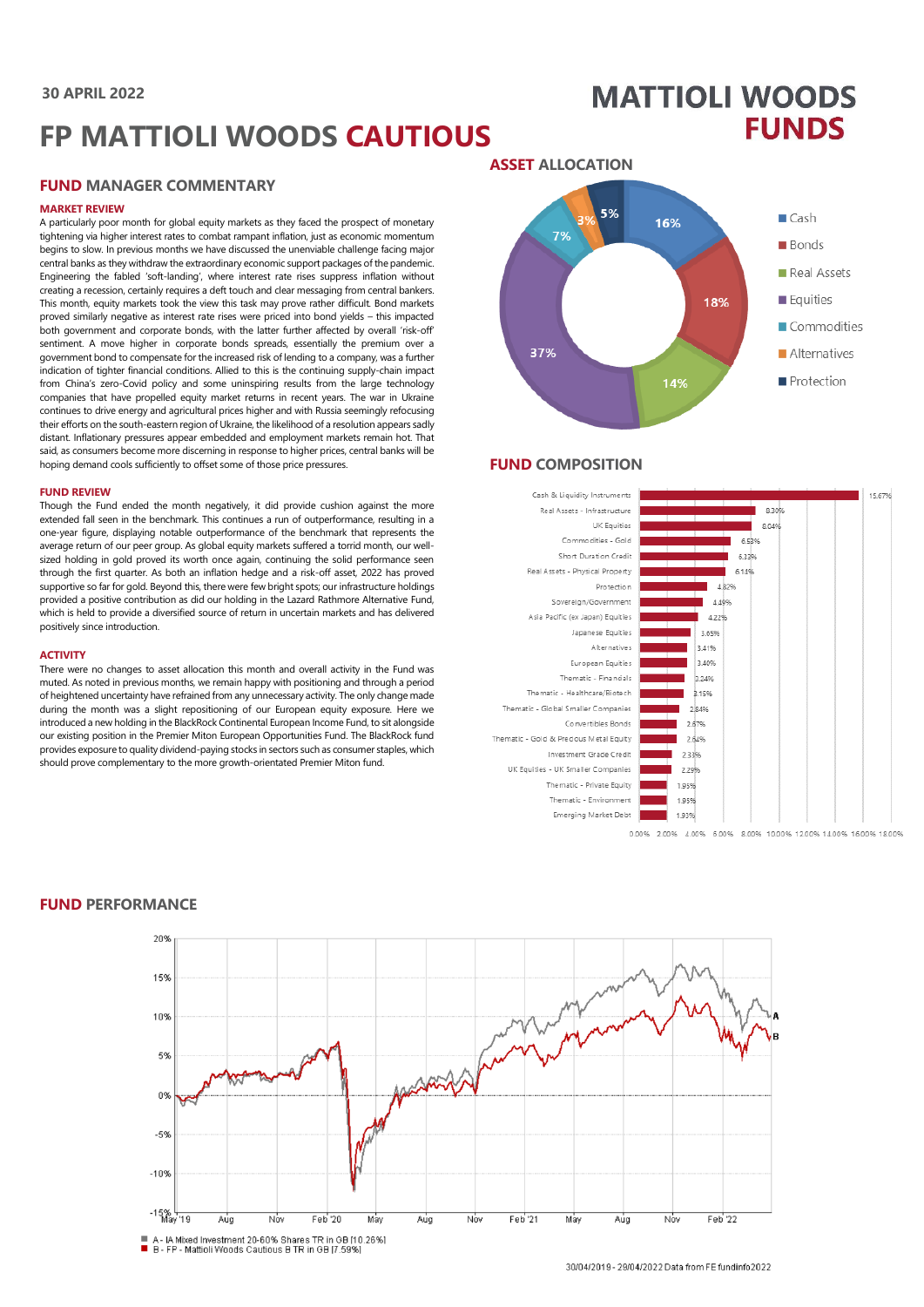30 APRIL 2022

# FP MATTIOLI WOODS CAUTIOUS

MATTIOLI WOODS FUNDS

## FUND MANAGER COMMENTARY

### MARKET REVIEW

A particularly poor month for global equity markets as they faced the prospect of monetary tightening via higher interest rates to combat rampant inflation, just as economic momentum begins to slow. In previous months we have discussed the unenviable challenge facing major central banks as they withdraw the extraordinary economic support packages of the pandemic. Engineering the fabled 'soft-landing', where interest rate rises suppress inflation without creating a recession, certainly requires a deft touch and clear messaging from central bankers. This month, equity markets took the view this task may prove rather difficult. Bond markets proved similarly negative as interest rate rises were priced into bond yields – this impacted both government and corporate bonds, with the latter further affected by overall 'risk-off' sentiment. A move higher in corporate bonds spreads, essentially the premium over a government bond to compensate for the increased risk of lending to a company, was a further indication of tighter financial conditions. Allied to this is the continuing supply-chain impact from China's zero-Covid policy and some uninspiring results from the large technology companies that have propelled equity market returns in recent years. The war in Ukraine continues to drive energy and agricultural prices higher and with Russia seemingly refocusing their efforts on the south-eastern region of Ukraine, the likelihood of a resolution appears sadly distant. Inflationary pressures appear embedded and employment markets remain hot. That said, as consumers become more discerning in response to higher prices, central banks will be hoping demand cools sufficiently to offset some of those price pressures.

### FUND REVIEW

Though the Fund ended the month negatively, it did provide cushion against the more extended fall seen in the benchmark. This continues a run of outperformance, resulting in a one-year figure, displaying notable outperformance of the benchmark that represents the average return of our peer group. As global equity markets suffered a torrid month, our well-sized holding in gold proved its worth once again, continuing the solid performance seen through the first quarter. As both an inflation hedge and a risk-off asset, 2022 has proved supportive so far for gold. Beyond this, there were few bright spots; our infrastructure holdings provided a positive contribution as did our holding in the Lazard Rathmore Alternative Fund, which is held to provide a diversified source of return in uncertain markets and has delivered positively since introduction.

### ACTIVITY

There were no changes to asset allocation this month and overall activity in the Fund was muted. As noted in previous months, we remain happy with positioning and through a period of heightened uncertainty have refrained from any unnecessary activity. The only change made during the month was a slight repositioning of our European equity exposure. Here we introduced a new holding in the BlackRock Continental European Income Fund, to sit alongside our existing position in the Premier Miton European Opportunities Fund. The BlackRock fund provides exposure to quality dividend-paying stocks in sectors such as consumer staples, which should prove complementary to the more growth-orientated Premier Miton fund.

## ASSET ALLOCATION

| Asset | Allocation |
|---|---|
| Cash | 16% |
| Bonds | 18% |
| Real Assets | 14% |
| Equities | 37% |
| Commodities | 7% |
| Alternatives | 3% |
| Protection | 5% |

## FUND COMPOSITION

| Holding | Weight |
|---|---|
| Cash & Liquidity Instruments | 15.67% |
| Real Assets - Infrastructure | 8.30% |
| UK Equities | 8.04% |
| Commodities - Gold | 6.53% |
| Short Duration Credit | 6.33% |
| Real Assets - Physical Property | 6.14% |
| Protection | 4.82% |
| Sovereign/Government | 4.49% |
| Asia Pacific (ex Japan) Equities | 4.22% |
| Japanese Equities | 3.65% |
| Alternatives | 3.41% |
| European Equities | 3.40% |
| Thematic - Financials | 3.24% |
| Thematic - Healthcare/Biotech | 3.15% |
| Thematic - Global Smaller Companies | 2.84% |
| Convertibles Bonds | 2.67% |
| Thematic - Gold & Precious Metal Equity | 2.64% |
| Investment Grade Credit | 2.33% |
| UK Equities - UK Smaller Companies | 2.29% |
| Thematic - Private Equity | 1.95% |
| Thematic - Environment | 1.95% |
| Emerging Market Debt | 1.93% |

## FUND PERFORMANCE

A - IA Mixed Investment 20-60% Shares TR in GB [10.26%]
B - FP - Mattioli Woods Cautious B TR in GB [7.59%]

30/04/2019 - 29/04/2022 Data from FE fundinfo2022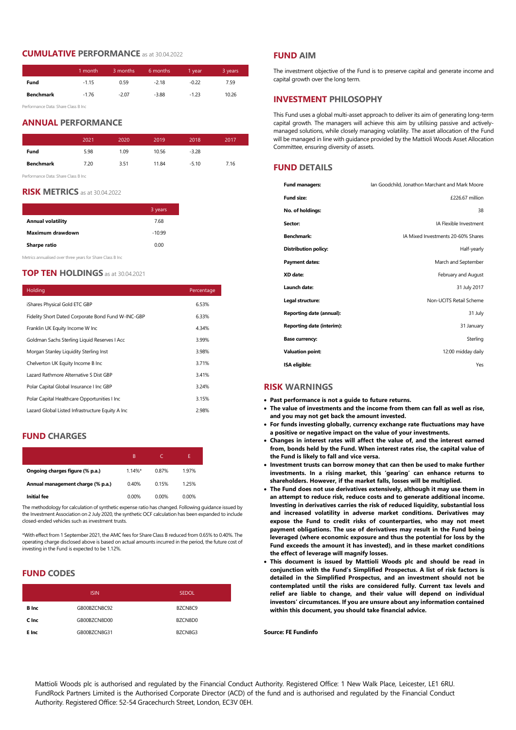## CUMULATIVE PERFORMANCE as at 30.04.2022

| | 1 month | 3 months | 6 months | 1 year | 3 years |
|---|---|---|---|---|---|
| **Fund** | -1.15 | 0.59 | -2.18 | -0.22 | 7.59 |
| **Benchmark** | -1.76 | -2.07 | -3.88 | -1.23 | 10.26 |

Performance Data: Share Class B Inc

## ANNUAL PERFORMANCE

| | 2021 | 2020 | 2019 | 2018 | 2017 |
|---|---|---|---|---|---|
| **Fund** | 5.98 | 1.09 | 10.56 | -3.28 | |
| **Benchmark** | 7.20 | 3.51 | 11.84 | -5.10 | 7.16 |

Performance Data: Share Class B Inc

## RISK METRICS as at 30.04.2022

| | 3 years |
|---|---|
| **Annual volatility** | 7.68 |
| **Maximum drawdown** | -10.99 |
| **Sharpe ratio** | 0.00 |

Metrics annualised over three years for Share Class B Inc

## TOP TEN HOLDINGS as at 30.04.2021

| Holding | Percentage |
|---|---|
| iShares Physical Gold ETC GBP | 6.53% |
| Fidelity Short Dated Corporate Bond Fund W-INC-GBP | 6.33% |
| Franklin UK Equity Income W Inc | 4.34% |
| Goldman Sachs Sterling Liquid Reserves I Acc | 3.99% |
| Morgan Stanley Liquidity Sterling Inst | 3.98% |
| Chelverton UK Equity Income B Inc | 3.71% |
| Lazard Rathmore Alternative S Dist GBP | 3.41% |
| Polar Capital Global Insurance I Inc GBP | 3.24% |
| Polar Capital Healthcare Opportunities I Inc | 3.15% |
| Lazard Global Listed Infrastructure Equity A Inc | 2.98% |

## FUND CHARGES

| | B | C | E |
|---|---|---|---|
| **Ongoing charges figure (% p.a.)** | 1.14%* | 0.87% | 1.97% |
| **Annual management charge (% p.a.)** | 0.40% | 0.15% | 1.25% |
| **Initial fee** | 0.00% | 0.00% | 0.00% |

The methodology for calculation of synthetic expense ratio has changed. Following guidance issued by the Investment Association on 2 July 2020, the synthetic OCF calculation has been expanded to include closed-ended vehicles such as investment trusts.

*With effect from 1 September 2021, the AMC fees for Share Class B reduced from 0.65% to 0.40%. The operating charge disclosed above is based on actual amounts incurred in the period, the future cost of investing in the Fund is expected to be 1.12%.

## FUND CODES

| | ISIN | SEDOL |
|---|---|---|
| **B Inc** | GB00BZCN8C92 | BZCN8C9 |
| **C Inc** | GB00BZCN8D00 | BZCN8D0 |
| **E Inc** | GB00BZCN8G31 | BZCN8G3 |

## FUND AIM

The investment objective of the Fund is to preserve capital and generate income and capital growth over the long term.

## INVESTMENT PHILOSOPHY

This Fund uses a global multi-asset approach to deliver its aim of generating long-term capital growth. The managers will achieve this aim by utilising passive and actively-managed solutions, while closely managing volatility. The asset allocation of the Fund will be managed in line with guidance provided by the Mattioli Woods Asset Allocation Committee, ensuring diversity of assets.

## FUND DETAILS

| | |
|---|---|
| **Fund managers:** | Ian Goodchild, Jonathon Marchant and Mark Moore |
| **Fund size:** | £226.67 million |
| **No. of holdings:** | 38 |
| **Sector:** | IA Flexible Investment |
| **Benchmark:** | IA Mixed Investments 20-60% Shares |
| **Distribution policy:** | Half-yearly |
| **Payment dates:** | March and September |
| **XD date:** | February and August |
| **Launch date:** | 31 July 2017 |
| **Legal structure:** | Non-UCITS Retail Scheme |
| **Reporting date (annual):** | 31 July |
| **Reporting date (interim):** | 31 January |
| **Base currency:** | Sterling |
| **Valuation point:** | 12:00 midday daily |
| **ISA eligible:** | Yes |

## RISK WARNINGS

- **Past performance is not a guide to future returns.**
- **The value of investments and the income from them can fall as well as rise, and you may not get back the amount invested.**
- **For funds investing globally, currency exchange rate fluctuations may have a positive or negative impact on the value of your investments.**
- **Changes in interest rates will affect the value of, and the interest earned from, bonds held by the Fund. When interest rates rise, the capital value of the Fund is likely to fall and vice versa.**
- **Investment trusts can borrow money that can then be used to make further investments. In a rising market, this 'gearing' can enhance returns to shareholders. However, if the market falls, losses will be multiplied.**
- **The Fund does not use derivatives extensively, although it may use them in an attempt to reduce risk, reduce costs and to generate additional income. Investing in derivatives carries the risk of reduced liquidity, substantial loss and increased volatility in adverse market conditions. Derivatives may expose the Fund to credit risks of counterparties, who may not meet payment obligations. The use of derivatives may result in the Fund being leveraged (where economic exposure and thus the potential for loss by the Fund exceeds the amount it has invested), and in these market conditions the effect of leverage will magnify losses.**
- **This document is issued by Mattioli Woods plc and should be read in conjunction with the Fund's Simplified Prospectus. A list of risk factors is detailed in the Simplified Prospectus, and an investment should not be contemplated until the risks are considered fully. Current tax levels and relief are liable to change, and their value will depend on individual investors' circumstances. If you are unsure about any information contained within this document, you should take financial advice.**

**Source: FE Fundinfo**

Mattioli Woods plc is authorised and regulated by the Financial Conduct Authority. Registered Office: 1 New Walk Place, Leicester, LE1 6RU. FundRock Partners Limited is the Authorised Corporate Director (ACD) of the fund and is authorised and regulated by the Financial Conduct Authority. Registered Office: 52-54 Gracechurch Street, London, EC3V 0EH.